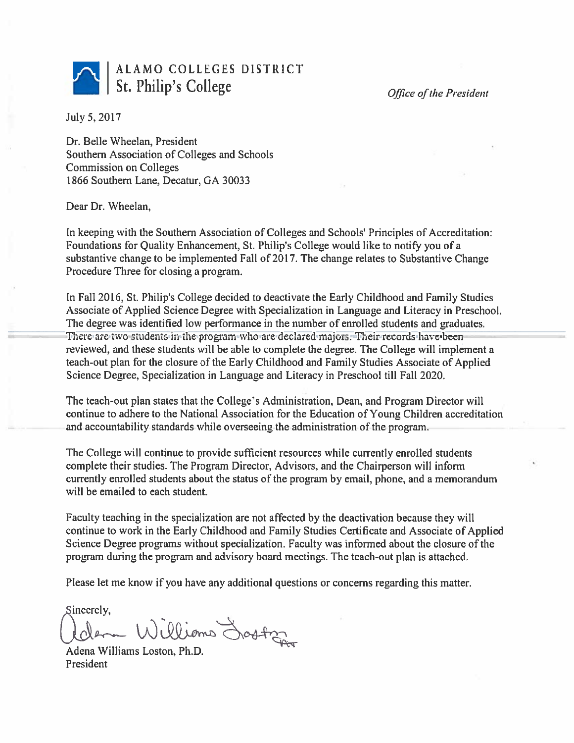ALAMO COLLEGES DISTRICT
St. Philip's College

*Office of the President*

July 5, 2017

Dr. Belle Wheelan, President
Southern Association of Colleges and Schools
Commission on Colleges
1866 Southern Lane, Decatur, GA 30033

Dear Dr. Wheelan,

In keeping with the Southern Association of Colleges and Schools' Principles of Accreditation: Foundations for Quality Enhancement, St. Philip's College would like to notify you of a substantive change to be implemented Fall of 2017. The change relates to Substantive Change Procedure Three for closing a program.

In Fall 2016, St. Philip's College decided to deactivate the Early Childhood and Family Studies Associate of Applied Science Degree with Specialization in Language and Literacy in Preschool. The degree was identified low performance in the number of enrolled students and graduates. There are two students in the program who are declared majors. Their records have been reviewed, and these students will be able to complete the degree. The College will implement a teach-out plan for the closure of the Early Childhood and Family Studies Associate of Applied Science Degree, Specialization in Language and Literacy in Preschool till Fall 2020.

The teach-out plan states that the College's Administration, Dean, and Program Director will continue to adhere to the National Association for the Education of Young Children accreditation and accountability standards while overseeing the administration of the program.

The College will continue to provide sufficient resources while currently enrolled students complete their studies. The Program Director, Advisors, and the Chairperson will inform currently enrolled students about the status of the program by email, phone, and a memorandum will be emailed to each student.

Faculty teaching in the specialization are not affected by the deactivation because they will continue to work in the Early Childhood and Family Studies Certificate and Associate of Applied Science Degree programs without specialization. Faculty was informed about the closure of the program during the program and advisory board meetings. The teach-out plan is attached.

Please let me know if you have any additional questions or concerns regarding this matter.

Sincerely,

Adena Williams Loston

Adena Williams Loston, Ph.D.
President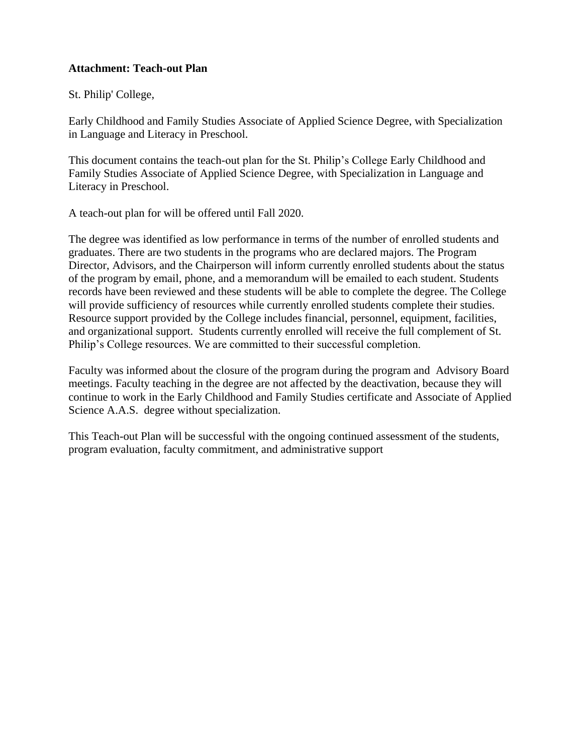**Attachment: Teach-out Plan**

St. Philip' College,

Early Childhood and Family Studies Associate of Applied Science Degree, with Specialization in Language and Literacy in Preschool.

This document contains the teach-out plan for the St. Philip's College Early Childhood and Family Studies Associate of Applied Science Degree, with Specialization in Language and Literacy in Preschool.

A teach-out plan for will be offered until Fall 2020.

The degree was identified as low performance in terms of the number of enrolled students and graduates. There are two students in the programs who are declared majors. The Program Director, Advisors, and the Chairperson will inform currently enrolled students about the status of the program by email, phone, and a memorandum will be emailed to each student. Students records have been reviewed and these students will be able to complete the degree. The College will provide sufficiency of resources while currently enrolled students complete their studies. Resource support provided by the College includes financial, personnel, equipment, facilities, and organizational support. Students currently enrolled will receive the full complement of St. Philip's College resources. We are committed to their successful completion.

Faculty was informed about the closure of the program during the program and Advisory Board meetings. Faculty teaching in the degree are not affected by the deactivation, because they will continue to work in the Early Childhood and Family Studies certificate and Associate of Applied Science A.A.S. degree without specialization.

This Teach-out Plan will be successful with the ongoing continued assessment of the students, program evaluation, faculty commitment, and administrative support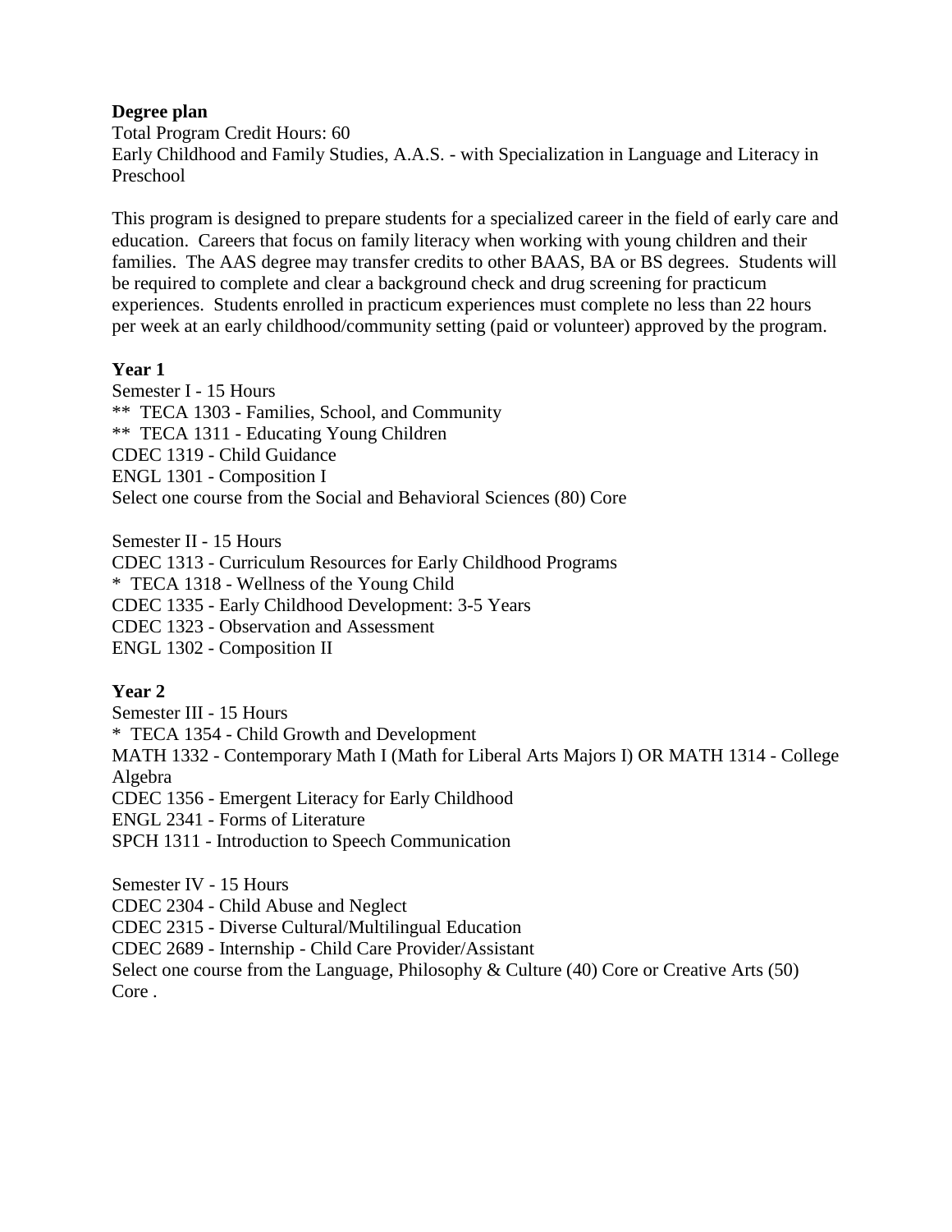**Degree plan**

Total Program Credit Hours: 60

Early Childhood and Family Studies, A.A.S. - with Specialization in Language and Literacy in Preschool

This program is designed to prepare students for a specialized career in the field of early care and education. Careers that focus on family literacy when working with young children and their families. The AAS degree may transfer credits to other BAAS, BA or BS degrees. Students will be required to complete and clear a background check and drug screening for practicum experiences. Students enrolled in practicum experiences must complete no less than 22 hours per week at an early childhood/community setting (paid or volunteer) approved by the program.

**Year 1**

Semester I - 15 Hours

** TECA 1303 - Families, School, and Community
** TECA 1311 - Educating Young Children
CDEC 1319 - Child Guidance
ENGL 1301 - Composition I
Select one course from the Social and Behavioral Sciences (80) Core

Semester II - 15 Hours

CDEC 1313 - Curriculum Resources for Early Childhood Programs
* TECA 1318 - Wellness of the Young Child
CDEC 1335 - Early Childhood Development: 3-5 Years
CDEC 1323 - Observation and Assessment
ENGL 1302 - Composition II

**Year 2**

Semester III - 15 Hours

* TECA 1354 - Child Growth and Development
MATH 1332 - Contemporary Math I (Math for Liberal Arts Majors I) OR MATH 1314 - College Algebra
CDEC 1356 - Emergent Literacy for Early Childhood
ENGL 2341 - Forms of Literature
SPCH 1311 - Introduction to Speech Communication

Semester IV - 15 Hours

CDEC 2304 - Child Abuse and Neglect
CDEC 2315 - Diverse Cultural/Multilingual Education
CDEC 2689 - Internship - Child Care Provider/Assistant
Select one course from the Language, Philosophy & Culture (40) Core or Creative Arts (50) Core .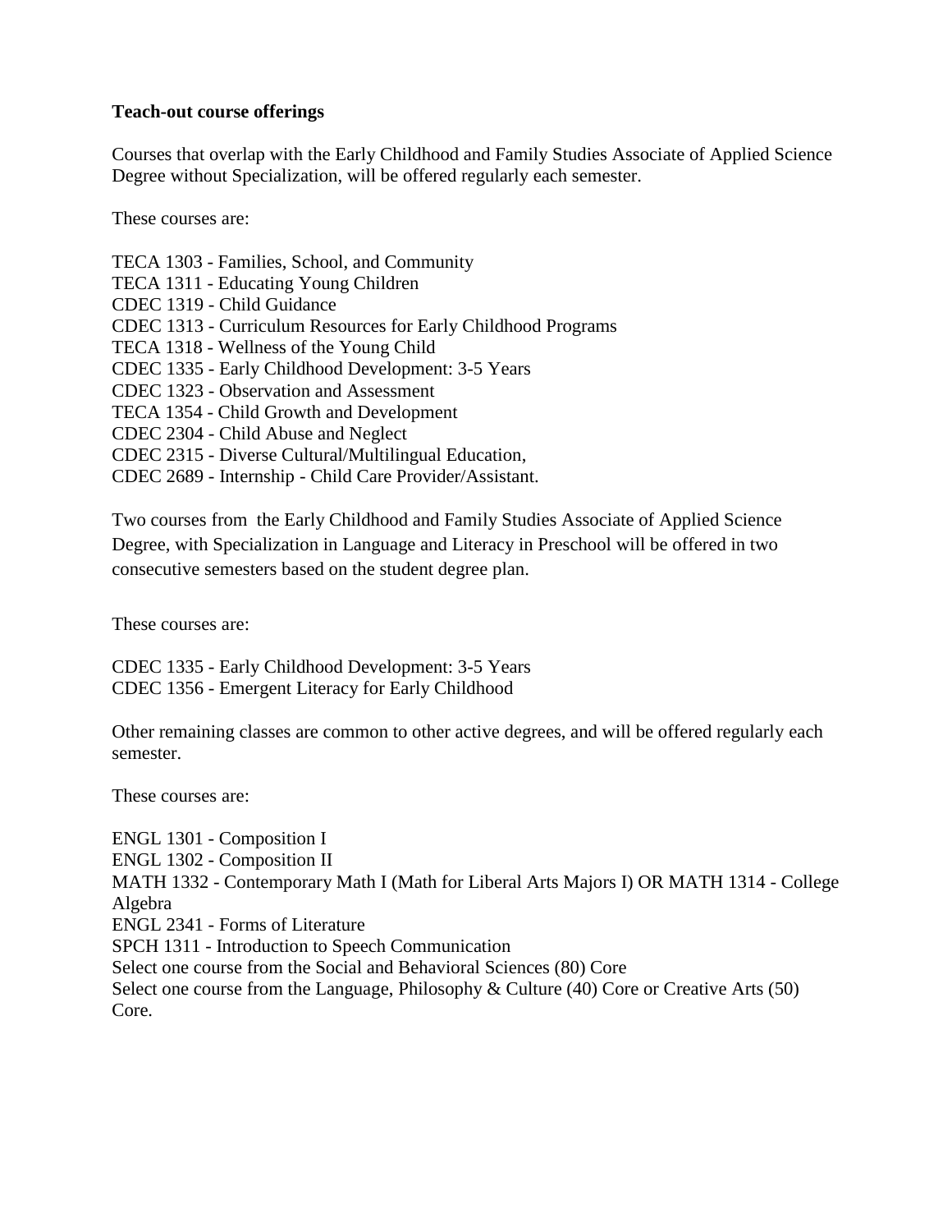**Teach-out course offerings**

Courses that overlap with the Early Childhood and Family Studies Associate of Applied Science Degree without Specialization, will be offered regularly each semester.

These courses are:

TECA 1303 - Families, School, and Community
TECA 1311 - Educating Young Children
CDEC 1319 - Child Guidance
CDEC 1313 - Curriculum Resources for Early Childhood Programs
TECA 1318 - Wellness of the Young Child
CDEC 1335 - Early Childhood Development: 3-5 Years
CDEC 1323 - Observation and Assessment
TECA 1354 - Child Growth and Development
CDEC 2304 - Child Abuse and Neglect
CDEC 2315 - Diverse Cultural/Multilingual Education,
CDEC 2689 - Internship - Child Care Provider/Assistant.

Two courses from the Early Childhood and Family Studies Associate of Applied Science Degree, with Specialization in Language and Literacy in Preschool will be offered in two consecutive semesters based on the student degree plan.

These courses are:

CDEC 1335 - Early Childhood Development: 3-5 Years
CDEC 1356 - Emergent Literacy for Early Childhood

Other remaining classes are common to other active degrees, and will be offered regularly each semester.

These courses are:

ENGL 1301 - Composition I
ENGL 1302 - Composition II
MATH 1332 - Contemporary Math I (Math for Liberal Arts Majors I) OR MATH 1314 - College Algebra
ENGL 2341 - Forms of Literature
SPCH 1311 - Introduction to Speech Communication
Select one course from the Social and Behavioral Sciences (80) Core
Select one course from the Language, Philosophy & Culture (40) Core or Creative Arts (50) Core.